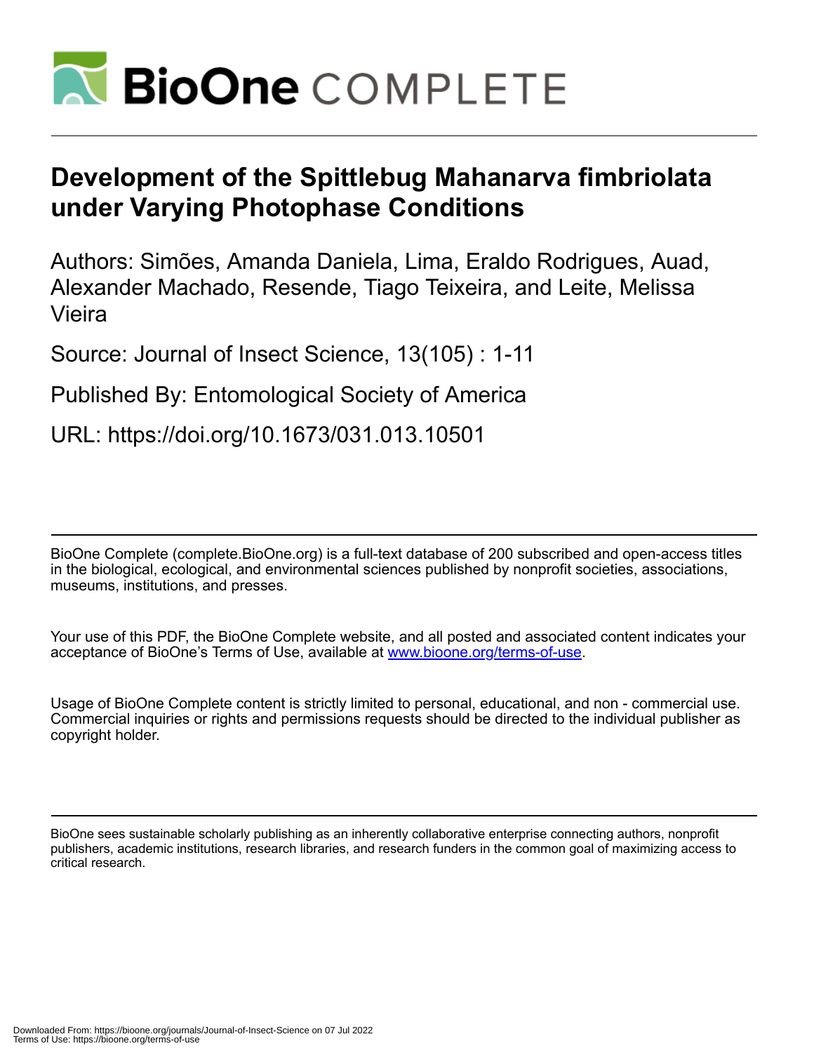# Development of the Spittlebug Mahanarva fimbriolata under Varying Photophase Conditions

Authors: Simões, Amanda Daniela, Lima, Eraldo Rodrigues, Auad, Alexander Machado, Resende, Tiago Teixeira, and Leite, Melissa Vieira

Source: Journal of Insect Science, 13(105) : 1-11

Published By: Entomological Society of America

URL: https://doi.org/10.1673/031.013.10501

BioOne Complete (complete.BioOne.org) is a full-text database of 200 subscribed and open-access titles in the biological, ecological, and environmental sciences published by nonprofit societies, associations, museums, institutions, and presses.

Your use of this PDF, the BioOne Complete website, and all posted and associated content indicates your acceptance of BioOne's Terms of Use, available at www.bioone.org/terms-of-use.

Usage of BioOne Complete content is strictly limited to personal, educational, and non - commercial use. Commercial inquiries or rights and permissions requests should be directed to the individual publisher as copyright holder.

BioOne sees sustainable scholarly publishing as an inherently collaborative enterprise connecting authors, nonprofit publishers, academic institutions, research libraries, and research funders in the common goal of maximizing access to critical research.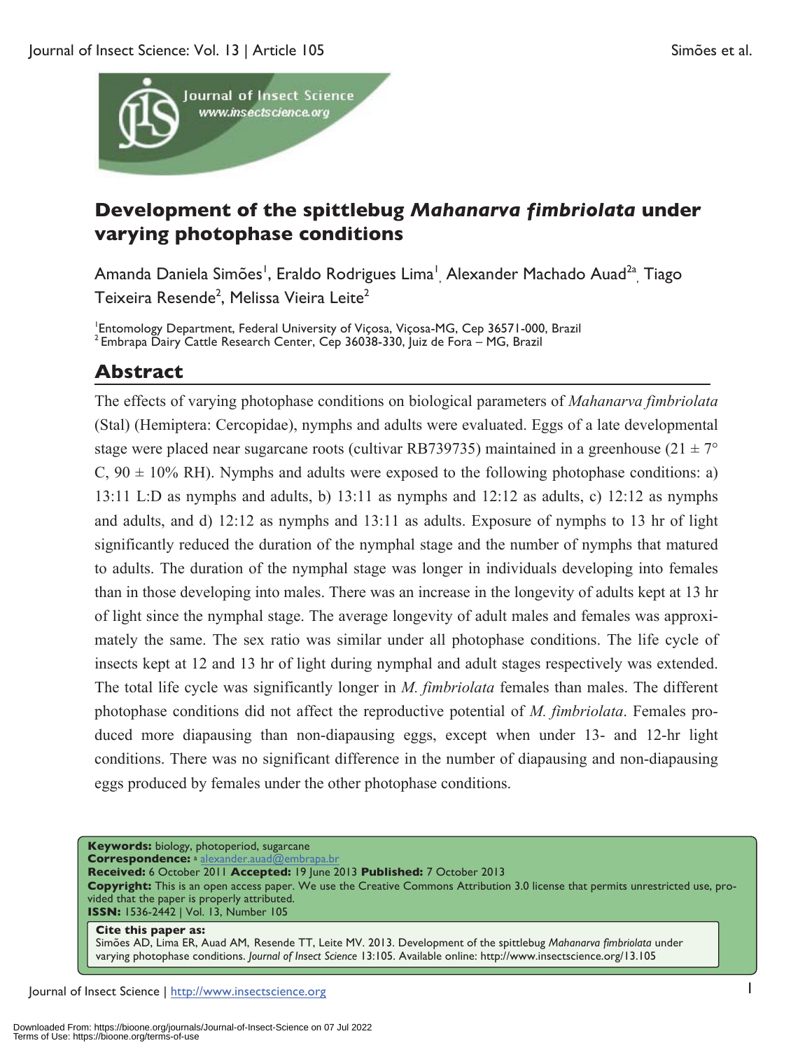# Development of the spittlebug *Mahanarva fimbriolata* under varying photophase conditions

Amanda Daniela Simões[1], Eraldo Rodrigues Lima[1], Alexander Machado Auad[2a], Tiago Teixeira Resende[2], Melissa Vieira Leite[2]

[1]Entomology Department, Federal University of Viçosa, Viçosa-MG, Cep 36571-000, Brazil
[2]Embrapa Dairy Cattle Research Center, Cep 36038-330, Juiz de Fora – MG, Brazil

## Abstract

The effects of varying photophase conditions on biological parameters of *Mahanarva fimbriolata* (Stal) (Hemiptera: Cercopidae), nymphs and adults were evaluated. Eggs of a late developmental stage were placed near sugarcane roots (cultivar RB739735) maintained in a greenhouse (21 ± 7° C, 90 ± 10% RH). Nymphs and adults were exposed to the following photophase conditions: a) 13:11 L:D as nymphs and adults, b) 13:11 as nymphs and 12:12 as adults, c) 12:12 as nymphs and adults, and d) 12:12 as nymphs and 13:11 as adults. Exposure of nymphs to 13 hr of light significantly reduced the duration of the nymphal stage and the number of nymphs that matured to adults. The duration of the nymphal stage was longer in individuals developing into females than in those developing into males. There was an increase in the longevity of adults kept at 13 hr of light since the nymphal stage. The average longevity of adult males and females was approximately the same. The sex ratio was similar under all photophase conditions. The life cycle of insects kept at 12 and 13 hr of light during nymphal and adult stages respectively was extended. The total life cycle was significantly longer in *M. fimbriolata* females than males. The different photophase conditions did not affect the reproductive potential of *M. fimbriolata*. Females produced more diapausing than non-diapausing eggs, except when under 13- and 12-hr light conditions. There was no significant difference in the number of diapausing and non-diapausing eggs produced by females under the other photophase conditions.

**Keywords:** biology, photoperiod, sugarcane
**Correspondence:** [a] alexander.auad@embrapa.br
**Received:** 6 October 2011 **Accepted:** 19 June 2013 **Published:** 7 October 2013
**Copyright:** This is an open access paper. We use the Creative Commons Attribution 3.0 license that permits unrestricted use, provided that the paper is properly attributed.
**ISSN:** 1536-2442 | Vol. 13, Number 105

**Cite this paper as:**
Simões AD, Lima ER, Auad AM, Resende TT, Leite MV. 2013. Development of the spittlebug *Mahanarva fimbriolata* under varying photophase conditions. *Journal of Insect Science* 13:105. Available online: http://www.insectscience.org/13.105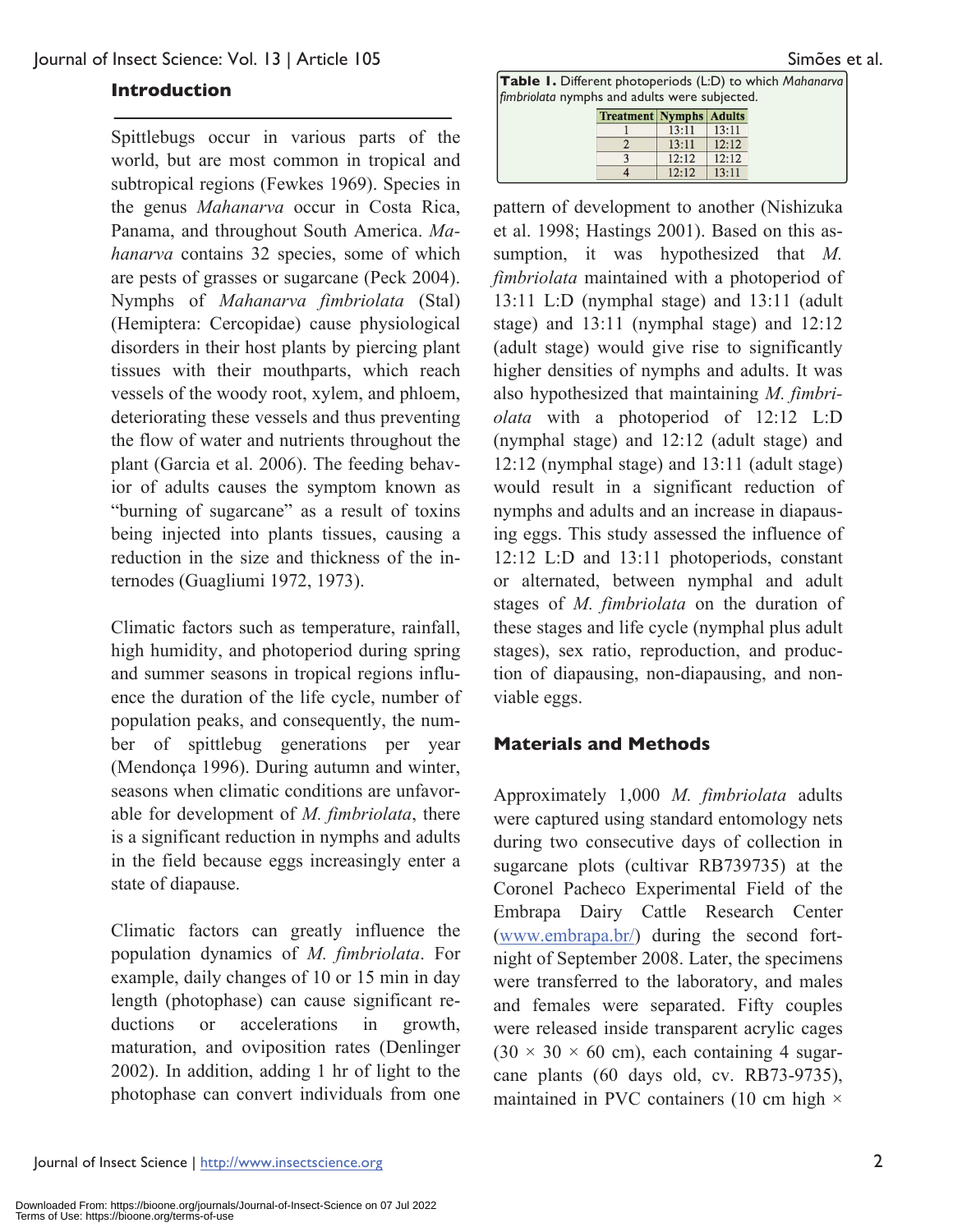## Introduction

Spittlebugs occur in various parts of the world, but are most common in tropical and subtropical regions (Fewkes 1969). Species in the genus *Mahanarva* occur in Costa Rica, Panama, and throughout South America. *Mahanarva* contains 32 species, some of which are pests of grasses or sugarcane (Peck 2004). Nymphs of *Mahanarva fimbriolata* (Stal) (Hemiptera: Cercopidae) cause physiological disorders in their host plants by piercing plant tissues with their mouthparts, which reach vessels of the woody root, xylem, and phloem, deteriorating these vessels and thus preventing the flow of water and nutrients throughout the plant (Garcia et al. 2006). The feeding behavior of adults causes the symptom known as "burning of sugarcane" as a result of toxins being injected into plants tissues, causing a reduction in the size and thickness of the internodes (Guagliumi 1972, 1973).

Climatic factors such as temperature, rainfall, high humidity, and photoperiod during spring and summer seasons in tropical regions influence the duration of the life cycle, number of population peaks, and consequently, the number of spittlebug generations per year (Mendonça 1996). During autumn and winter, seasons when climatic conditions are unfavorable for development of *M. fimbriolata*, there is a significant reduction in nymphs and adults in the field because eggs increasingly enter a state of diapause.

Climatic factors can greatly influence the population dynamics of *M. fimbriolata*. For example, daily changes of 10 or 15 min in day length (photophase) can cause significant reductions or accelerations in growth, maturation, and oviposition rates (Denlinger 2002). In addition, adding 1 hr of light to the photophase can convert individuals from one pattern of development to another (Nishizuka et al. 1998; Hastings 2001). Based on this assumption, it was hypothesized that *M. fimbriolata* maintained with a photoperiod of 13:11 L:D (nymphal stage) and 13:11 (adult stage) and 13:11 (nymphal stage) and 12:12 (adult stage) would give rise to significantly higher densities of nymphs and adults. It was also hypothesized that maintaining *M. fimbriolata* with a photoperiod of 12:12 L:D (nymphal stage) and 12:12 (adult stage) and 12:12 (nymphal stage) and 13:11 (adult stage) would result in a significant reduction of nymphs and adults and an increase in diapausing eggs. This study assessed the influence of 12:12 L:D and 13:11 photoperiods, constant or alternated, between nymphal and adult stages of *M. fimbriolata* on the duration of these stages and life cycle (nymphal plus adult stages), sex ratio, reproduction, and production of diapausing, non-diapausing, and non-viable eggs.

**Table 1.** Different photoperiods (L:D) to which *Mahanarva fimbriolata* nymphs and adults were subjected.

| Treatment | Nymphs | Adults |
|---|---|---|
| 1 | 13:11 | 13:11 |
| 2 | 13:11 | 12:12 |
| 3 | 12:12 | 12:12 |
| 4 | 12:12 | 13:11 |

## Materials and Methods

Approximately 1,000 *M. fimbriolata* adults were captured using standard entomology nets during two consecutive days of collection in sugarcane plots (cultivar RB739735) at the Coronel Pacheco Experimental Field of the Embrapa Dairy Cattle Research Center (www.embrapa.br/) during the second fortnight of September 2008. Later, the specimens were transferred to the laboratory, and males and females were separated. Fifty couples were released inside transparent acrylic cages ($30 \times 30 \times 60$ cm), each containing 4 sugarcane plants (60 days old, cv. RB73-9735), maintained in PVC containers (10 cm high ×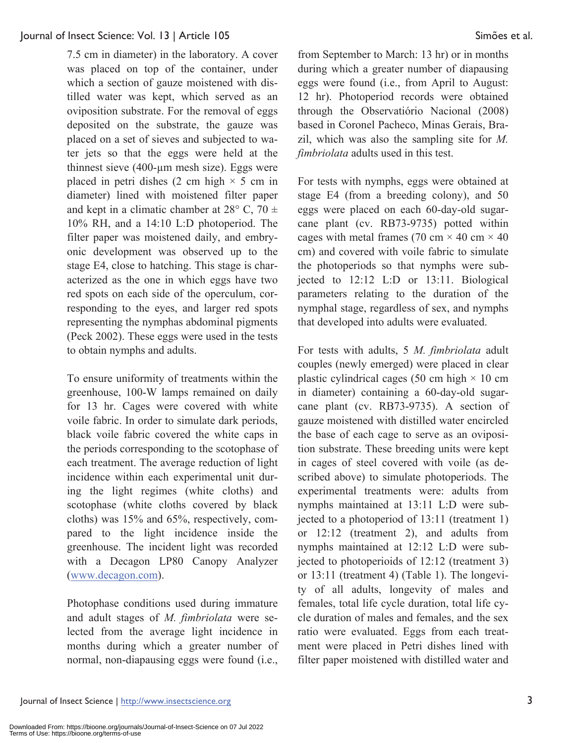7.5 cm in diameter) in the laboratory. A cover was placed on top of the container, under which a section of gauze moistened with distilled water was kept, which served as an oviposition substrate. For the removal of eggs deposited on the substrate, the gauze was placed on a set of sieves and subjected to water jets so that the eggs were held at the thinnest sieve (400-µm mesh size). Eggs were placed in petri dishes (2 cm high × 5 cm in diameter) lined with moistened filter paper and kept in a climatic chamber at 28° C, 70 ± 10% RH, and a 14:10 L:D photoperiod. The filter paper was moistened daily, and embryonic development was observed up to the stage E4, close to hatching. This stage is characterized as the one in which eggs have two red spots on each side of the operculum, corresponding to the eyes, and larger red spots representing the nymphas abdominal pigments (Peck 2002). These eggs were used in the tests to obtain nymphs and adults.

To ensure uniformity of treatments within the greenhouse, 100-W lamps remained on daily for 13 hr. Cages were covered with white voile fabric. In order to simulate dark periods, black voile fabric covered the white caps in the periods corresponding to the scotophase of each treatment. The average reduction of light incidence within each experimental unit during the light regimes (white cloths) and scotophase (white cloths covered by black cloths) was 15% and 65%, respectively, compared to the light incidence inside the greenhouse. The incident light was recorded with a Decagon LP80 Canopy Analyzer (www.decagon.com).

Photophase conditions used during immature and adult stages of *M. fimbriolata* were selected from the average light incidence in months during which a greater number of normal, non-diapausing eggs were found (i.e., from September to March: 13 hr) or in months during which a greater number of diapausing eggs were found (i.e., from April to August: 12 hr). Photoperiod records were obtained through the Observatiório Nacional (2008) based in Coronel Pacheco, Minas Gerais, Brazil, which was also the sampling site for *M. fimbriolata* adults used in this test.

For tests with nymphs, eggs were obtained at stage E4 (from a breeding colony), and 50 eggs were placed on each 60-day-old sugarcane plant (cv. RB73-9735) potted within cages with metal frames (70 cm × 40 cm × 40 cm) and covered with voile fabric to simulate the photoperiods so that nymphs were subjected to 12:12 L:D or 13:11. Biological parameters relating to the duration of the nymphal stage, regardless of sex, and nymphs that developed into adults were evaluated.

For tests with adults, 5 *M. fimbriolata* adult couples (newly emerged) were placed in clear plastic cylindrical cages (50 cm high × 10 cm in diameter) containing a 60-day-old sugarcane plant (cv. RB73-9735). A section of gauze moistened with distilled water encircled the base of each cage to serve as an oviposition substrate. These breeding units were kept in cages of steel covered with voile (as described above) to simulate photoperiods. The experimental treatments were: adults from nymphs maintained at 13:11 L:D were subjected to a photoperiod of 13:11 (treatment 1) or 12:12 (treatment 2), and adults from nymphs maintained at 12:12 L:D were subjected to photoperioids of 12:12 (treatment 3) or 13:11 (treatment 4) (Table 1). The longevity of all adults, longevity of males and females, total life cycle duration, total life cycle duration of males and females, and the sex ratio were evaluated. Eggs from each treatment were placed in Petri dishes lined with filter paper moistened with distilled water and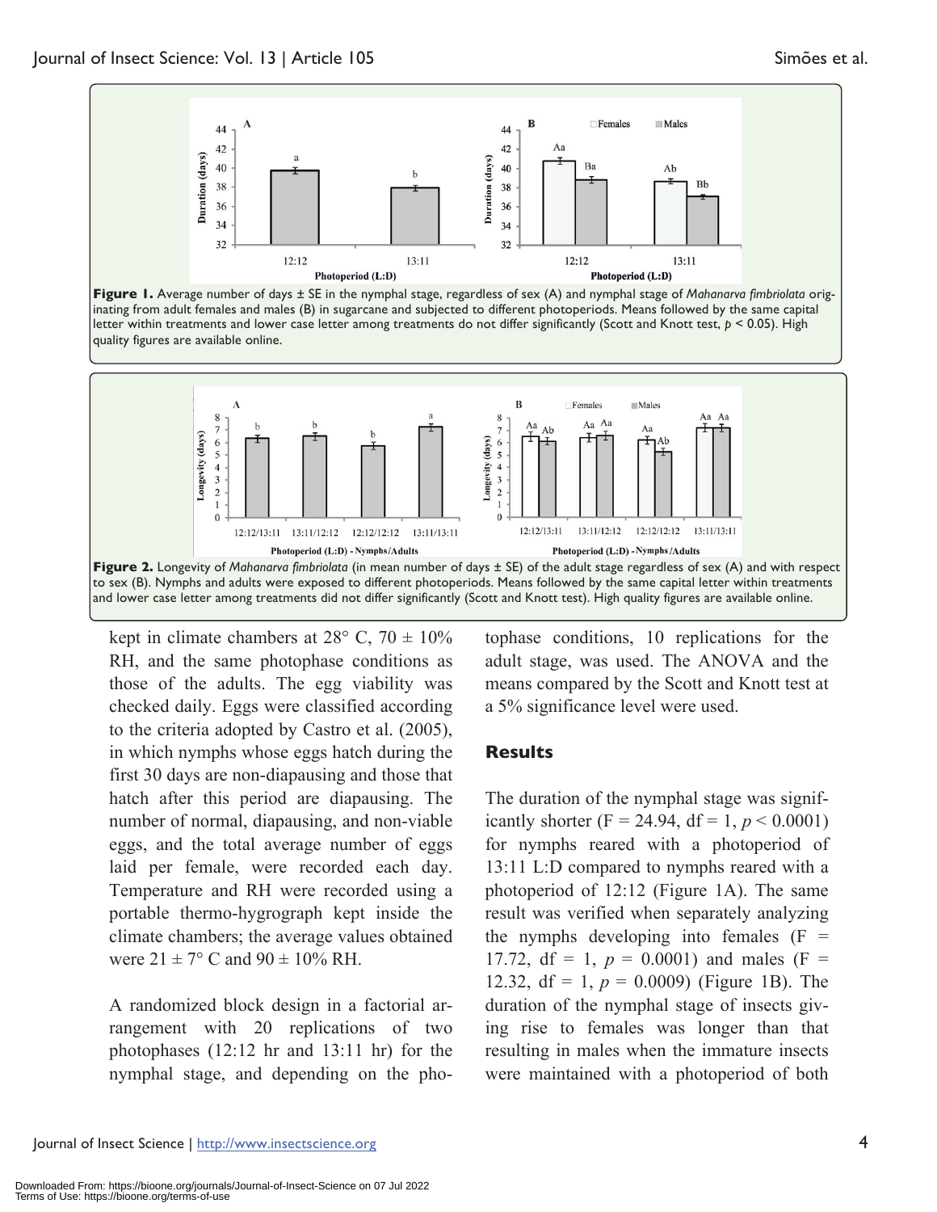**Figure 1.** Average number of days ± SE in the nymphal stage, regardless of sex (A) and nymphal stage of *Mahanarva fimbriolata* originating from adult females and males (B) in sugarcane and subjected to different photoperiods. Means followed by the same capital letter within treatments and lower case letter among treatments do not differ significantly (Scott and Knott test, $p < 0.05$). High quality figures are available online.

**Figure 2.** Longevity of *Mahanarva fimbriolata* (in mean number of days ± SE) of the adult stage regardless of sex (A) and with respect to sex (B). Nymphs and adults were exposed to different photoperiods. Means followed by the same capital letter within treatments and lower case letter among treatments did not differ significantly (Scott and Knott test). High quality figures are available online.

kept in climate chambers at 28° C, 70 ± 10% RH, and the same photophase conditions as those of the adults. The egg viability was checked daily. Eggs were classified according to the criteria adopted by Castro et al. (2005), in which nymphs whose eggs hatch during the first 30 days are non-diapausing and those that hatch after this period are diapausing. The number of normal, diapausing, and non-viable eggs, and the total average number of eggs laid per female, were recorded each day. Temperature and RH were recorded using a portable thermo-hygrograph kept inside the climate chambers; the average values obtained were 21 ± 7° C and 90 ± 10% RH.

A randomized block design in a factorial arrangement with 20 replications of two photophases (12:12 hr and 13:11 hr) for the nymphal stage, and depending on the photophase conditions, 10 replications for the adult stage, was used. The ANOVA and the means compared by the Scott and Knott test at a 5% significance level were used.

## Results

The duration of the nymphal stage was significantly shorter ($F = 24.94$, $df = 1$, $p < 0.0001$) for nymphs reared with a photoperiod of 13:11 L:D compared to nymphs reared with a photoperiod of 12:12 (Figure 1A). The same result was verified when separately analyzing the nymphs developing into females ($F = 17.72$, $df = 1$, $p = 0.0001$) and males ($F = 12.32$, $df = 1$, $p = 0.0009$) (Figure 1B). The duration of the nymphal stage of insects giving rise to females was longer than that resulting in males when the immature insects were maintained with a photoperiod of both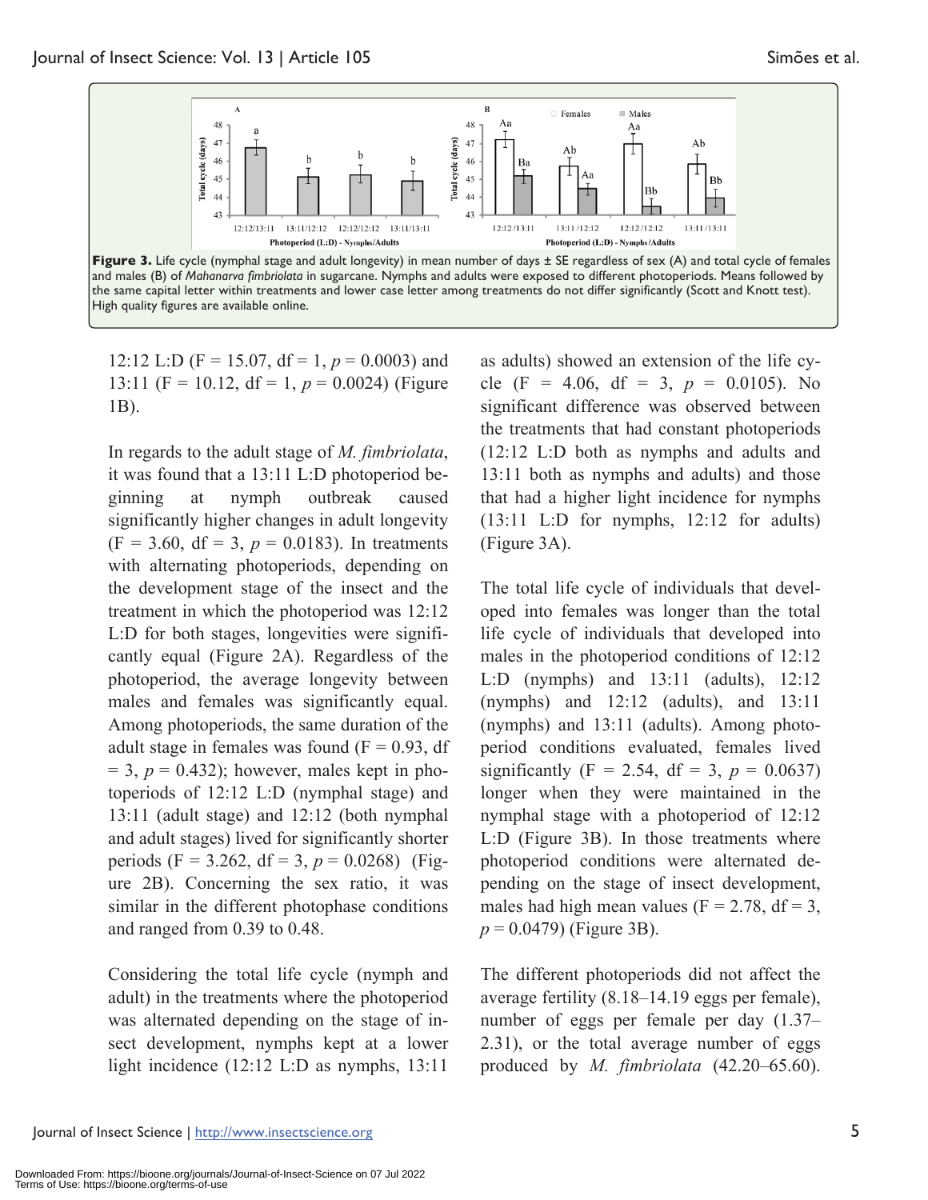**Figure 3.** Life cycle (nymphal stage and adult longevity) in mean number of days ± SE regardless of sex (A) and total cycle of females and males (B) of *Mahanarva fimbriolata* in sugarcane. Nymphs and adults were exposed to different photoperiods. Means followed by the same capital letter within treatments and lower case letter among treatments do not differ significantly (Scott and Knott test). High quality figures are available online.

12:12 L:D ($F = 15.07$, df = 1, $p = 0.0003$) and 13:11 ($F = 10.12$, df = 1, $p = 0.0024$) (Figure 1B).

In regards to the adult stage of *M. fimbriolata*, it was found that a 13:11 L:D photoperiod beginning at nymph outbreak caused significantly higher changes in adult longevity ($F = 3.60$, df = 3, $p = 0.0183$). In treatments with alternating photoperiods, depending on the development stage of the insect and the treatment in which the photoperiod was 12:12 L:D for both stages, longevities were significantly equal (Figure 2A). Regardless of the photoperiod, the average longevity between males and females was significantly equal. Among photoperiods, the same duration of the adult stage in females was found ($F = 0.93$, df = 3, $p = 0.432$); however, males kept in photoperiods of 12:12 L:D (nymphal stage) and 13:11 (adult stage) and 12:12 (both nymphal and adult stages) lived for significantly shorter periods ($F = 3.262$, df = 3, $p = 0.0268$) (Figure 2B). Concerning the sex ratio, it was similar in the different photophase conditions and ranged from 0.39 to 0.48.

Considering the total life cycle (nymph and adult) in the treatments where the photoperiod was alternated depending on the stage of insect development, nymphs kept at a lower light incidence (12:12 L:D as nymphs, 13:11 as adults) showed an extension of the life cycle ($F = 4.06$, df = 3, $p = 0.0105$). No significant difference was observed between the treatments that had constant photoperiods (12:12 L:D both as nymphs and adults and 13:11 both as nymphs and adults) and those that had a higher light incidence for nymphs (13:11 L:D for nymphs, 12:12 for adults) (Figure 3A).

The total life cycle of individuals that developed into females was longer than the total life cycle of individuals that developed into males in the photoperiod conditions of 12:12 L:D (nymphs) and 13:11 (adults), 12:12 (nymphs) and 12:12 (adults), and 13:11 (nymphs) and 13:11 (adults). Among photoperiod conditions evaluated, females lived significantly ($F = 2.54$, df = 3, $p = 0.0637$) longer when they were maintained in the nymphal stage with a photoperiod of 12:12 L:D (Figure 3B). In those treatments where photoperiod conditions were alternated depending on the stage of insect development, males had high mean values ($F = 2.78$, df = 3, $p = 0.0479$) (Figure 3B).

The different photoperiods did not affect the average fertility (8.18–14.19 eggs per female), number of eggs per female per day (1.37–2.31), or the total average number of eggs produced by *M. fimbriolata* (42.20–65.60).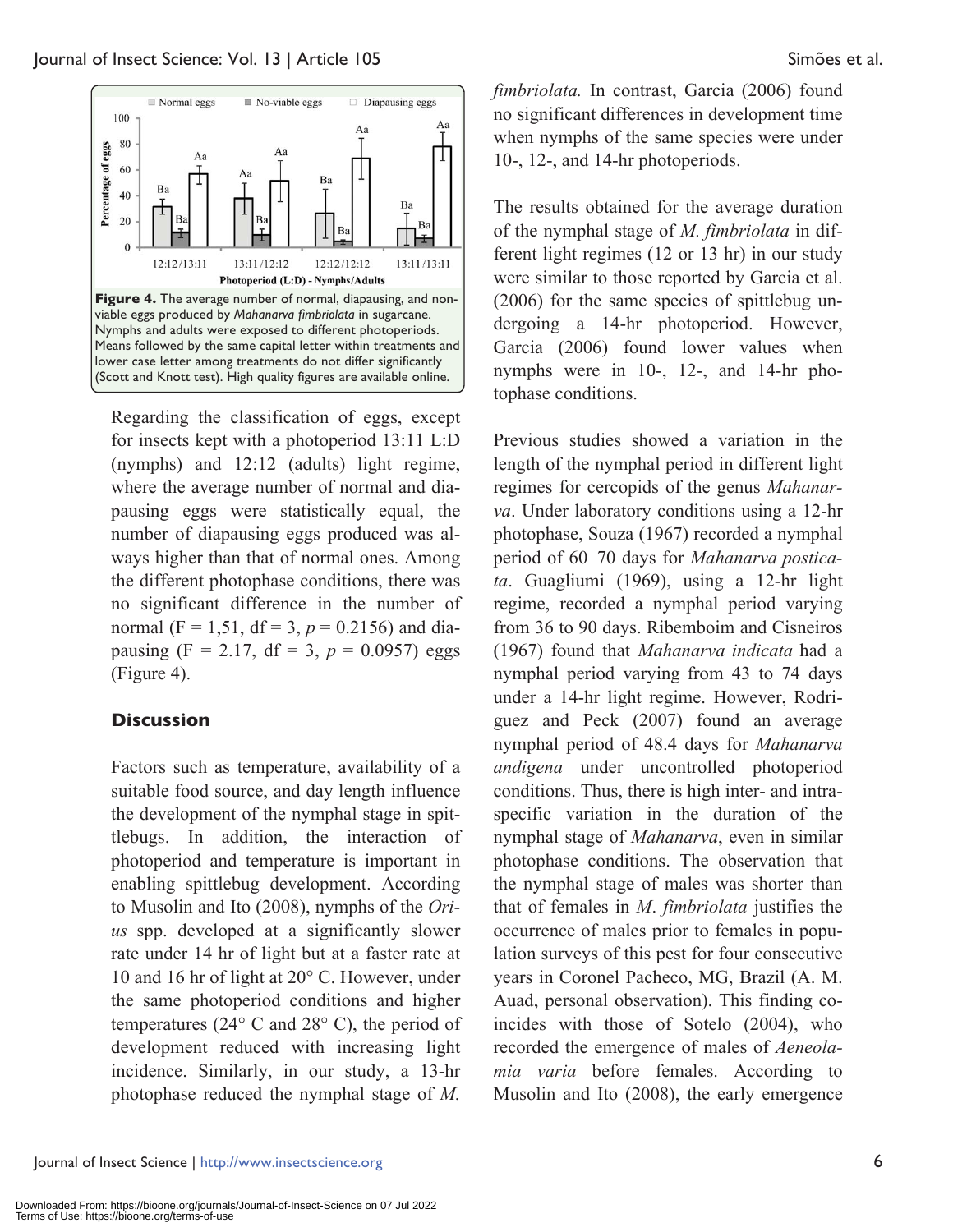**Figure 4.** The average number of normal, diapausing, and non-viable eggs produced by *Mahanarva fimbriolata* in sugarcane. Nymphs and adults were exposed to different photoperiods. Means followed by the same capital letter within treatments and lower case letter among treatments do not differ significantly (Scott and Knott test). High quality figures are available online.

Regarding the classification of eggs, except for insects kept with a photoperiod 13:11 L:D (nymphs) and 12:12 (adults) light regime, where the average number of normal and diapausing eggs were statistically equal, the number of diapausing eggs produced was always higher than that of normal ones. Among the different photophase conditions, there was no significant difference in the number of normal ($F = 1,51$, $df = 3$, $p = 0.2156$) and diapausing ($F = 2.17$, $df = 3$, $p = 0.0957$) eggs (Figure 4).

## Discussion

Factors such as temperature, availability of a suitable food source, and day length influence the development of the nymphal stage in spittlebugs. In addition, the interaction of photoperiod and temperature is important in enabling spittlebug development. According to Musolin and Ito (2008), nymphs of the *Orius* spp. developed at a significantly slower rate under 14 hr of light but at a faster rate at 10 and 16 hr of light at 20° C. However, under the same photoperiod conditions and higher temperatures (24° C and 28° C), the period of development reduced with increasing light incidence. Similarly, in our study, a 13-hr photophase reduced the nymphal stage of *M. fimbriolata.* In contrast, Garcia (2006) found no significant differences in development time when nymphs of the same species were under 10-, 12-, and 14-hr photoperiods.

The results obtained for the average duration of the nymphal stage of *M. fimbriolata* in different light regimes (12 or 13 hr) in our study were similar to those reported by Garcia et al. (2006) for the same species of spittlebug undergoing a 14-hr photoperiod. However, Garcia (2006) found lower values when nymphs were in 10-, 12-, and 14-hr photophase conditions.

Previous studies showed a variation in the length of the nymphal period in different light regimes for cercopids of the genus *Mahanarva*. Under laboratory conditions using a 12-hr photophase, Souza (1967) recorded a nymphal period of 60–70 days for *Mahanarva posticata*. Guagliumi (1969), using a 12-hr light regime, recorded a nymphal period varying from 36 to 90 days. Ribemboim and Cisneiros (1967) found that *Mahanarva indicata* had a nymphal period varying from 43 to 74 days under a 14-hr light regime. However, Rodriguez and Peck (2007) found an average nymphal period of 48.4 days for *Mahanarva andigena* under uncontrolled photoperiod conditions. Thus, there is high inter- and intraspecific variation in the duration of the nymphal stage of *Mahanarva*, even in similar photophase conditions. The observation that the nymphal stage of males was shorter than that of females in *M. fimbriolata* justifies the occurrence of males prior to females in population surveys of this pest for four consecutive years in Coronel Pacheco, MG, Brazil (A. M. Auad, personal observation). This finding coincides with those of Sotelo (2004), who recorded the emergence of males of *Aeneolamia varia* before females. According to Musolin and Ito (2008), the early emergence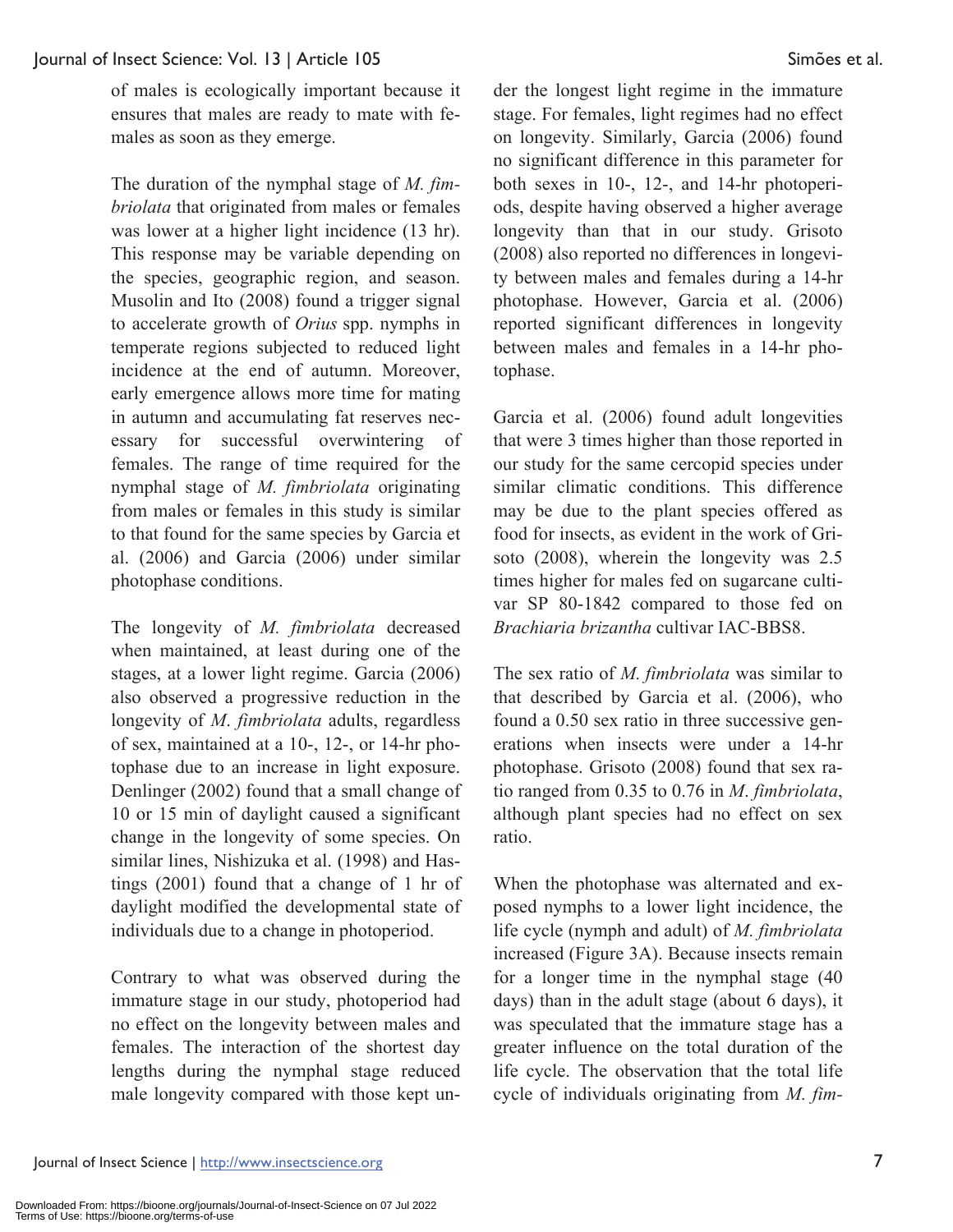of males is ecologically important because it ensures that males are ready to mate with females as soon as they emerge.

The duration of the nymphal stage of *M. fimbriolata* that originated from males or females was lower at a higher light incidence (13 hr). This response may be variable depending on the species, geographic region, and season. Musolin and Ito (2008) found a trigger signal to accelerate growth of *Orius* spp. nymphs in temperate regions subjected to reduced light incidence at the end of autumn. Moreover, early emergence allows more time for mating in autumn and accumulating fat reserves necessary for successful overwintering of females. The range of time required for the nymphal stage of *M. fimbriolata* originating from males or females in this study is similar to that found for the same species by Garcia et al. (2006) and Garcia (2006) under similar photophase conditions.

The longevity of *M. fimbriolata* decreased when maintained, at least during one of the stages, at a lower light regime. Garcia (2006) also observed a progressive reduction in the longevity of *M. fimbriolata* adults, regardless of sex, maintained at a 10-, 12-, or 14-hr photophase due to an increase in light exposure. Denlinger (2002) found that a small change of 10 or 15 min of daylight caused a significant change in the longevity of some species. On similar lines, Nishizuka et al. (1998) and Hastings (2001) found that a change of 1 hr of daylight modified the developmental state of individuals due to a change in photoperiod.

Contrary to what was observed during the immature stage in our study, photoperiod had no effect on the longevity between males and females. The interaction of the shortest day lengths during the nymphal stage reduced male longevity compared with those kept under the longest light regime in the immature stage. For females, light regimes had no effect on longevity. Similarly, Garcia (2006) found no significant difference in this parameter for both sexes in 10-, 12-, and 14-hr photoperiods, despite having observed a higher average longevity than that in our study. Grisoto (2008) also reported no differences in longevity between males and females during a 14-hr photophase. However, Garcia et al. (2006) reported significant differences in longevity between males and females in a 14-hr photophase.

Garcia et al. (2006) found adult longevities that were 3 times higher than those reported in our study for the same cercopid species under similar climatic conditions. This difference may be due to the plant species offered as food for insects, as evident in the work of Grisoto (2008), wherein the longevity was 2.5 times higher for males fed on sugarcane cultivar SP 80-1842 compared to those fed on *Brachiaria brizantha* cultivar IAC-BBS8.

The sex ratio of *M. fimbriolata* was similar to that described by Garcia et al. (2006), who found a 0.50 sex ratio in three successive generations when insects were under a 14-hr photophase. Grisoto (2008) found that sex ratio ranged from 0.35 to 0.76 in *M. fimbriolata*, although plant species had no effect on sex ratio.

When the photophase was alternated and exposed nymphs to a lower light incidence, the life cycle (nymph and adult) of *M. fimbriolata* increased (Figure 3A). Because insects remain for a longer time in the nymphal stage (40 days) than in the adult stage (about 6 days), it was speculated that the immature stage has a greater influence on the total duration of the life cycle. The observation that the total life cycle of individuals originating from *M. fim-*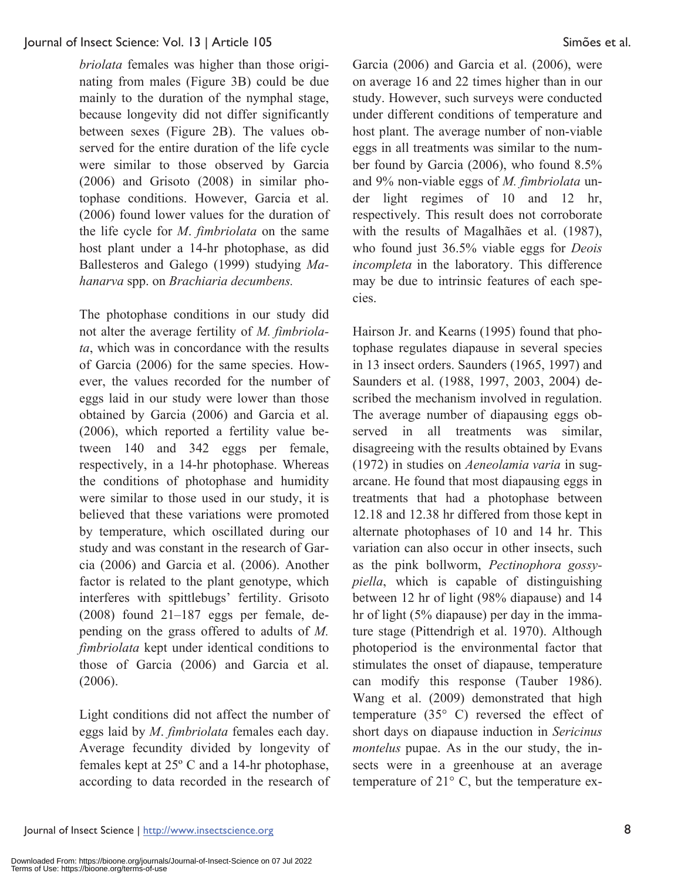*briolata* females was higher than those originating from males (Figure 3B) could be due mainly to the duration of the nymphal stage, because longevity did not differ significantly between sexes (Figure 2B). The values observed for the entire duration of the life cycle were similar to those observed by Garcia (2006) and Grisoto (2008) in similar photophase conditions. However, Garcia et al. (2006) found lower values for the duration of the life cycle for *M. fimbriolata* on the same host plant under a 14-hr photophase, as did Ballesteros and Galego (1999) studying *Mahanarva* spp. on *Brachiaria decumbens.*

The photophase conditions in our study did not alter the average fertility of *M. fimbriolata*, which was in concordance with the results of Garcia (2006) for the same species. However, the values recorded for the number of eggs laid in our study were lower than those obtained by Garcia (2006) and Garcia et al. (2006), which reported a fertility value between 140 and 342 eggs per female, respectively, in a 14-hr photophase. Whereas the conditions of photophase and humidity were similar to those used in our study, it is believed that these variations were promoted by temperature, which oscillated during our study and was constant in the research of Garcia (2006) and Garcia et al. (2006). Another factor is related to the plant genotype, which interferes with spittlebugs' fertility. Grisoto (2008) found 21–187 eggs per female, depending on the grass offered to adults of *M. fimbriolata* kept under identical conditions to those of Garcia (2006) and Garcia et al. (2006).

Light conditions did not affect the number of eggs laid by *M. fimbriolata* females each day. Average fecundity divided by longevity of females kept at 25º C and a 14-hr photophase, according to data recorded in the research of Garcia (2006) and Garcia et al. (2006), were on average 16 and 22 times higher than in our study. However, such surveys were conducted under different conditions of temperature and host plant. The average number of non-viable eggs in all treatments was similar to the number found by Garcia (2006), who found 8.5% and 9% non-viable eggs of *M. fimbriolata* under light regimes of 10 and 12 hr, respectively. This result does not corroborate with the results of Magalhães et al. (1987), who found just 36.5% viable eggs for *Deois incompleta* in the laboratory. This difference may be due to intrinsic features of each species.

Hairson Jr. and Kearns (1995) found that photophase regulates diapause in several species in 13 insect orders. Saunders (1965, 1997) and Saunders et al. (1988, 1997, 2003, 2004) described the mechanism involved in regulation. The average number of diapausing eggs observed in all treatments was similar, disagreeing with the results obtained by Evans (1972) in studies on *Aeneolamia varia* in sugarcane. He found that most diapausing eggs in treatments that had a photophase between 12.18 and 12.38 hr differed from those kept in alternate photophases of 10 and 14 hr. This variation can also occur in other insects, such as the pink bollworm, *Pectinophora gossypiella*, which is capable of distinguishing between 12 hr of light (98% diapause) and 14 hr of light (5% diapause) per day in the immature stage (Pittendrigh et al. 1970). Although photoperiod is the environmental factor that stimulates the onset of diapause, temperature can modify this response (Tauber 1986). Wang et al. (2009) demonstrated that high temperature (35° C) reversed the effect of short days on diapause induction in *Sericinus montelus* pupae. As in the our study, the insects were in a greenhouse at an average temperature of 21° C, but the temperature ex-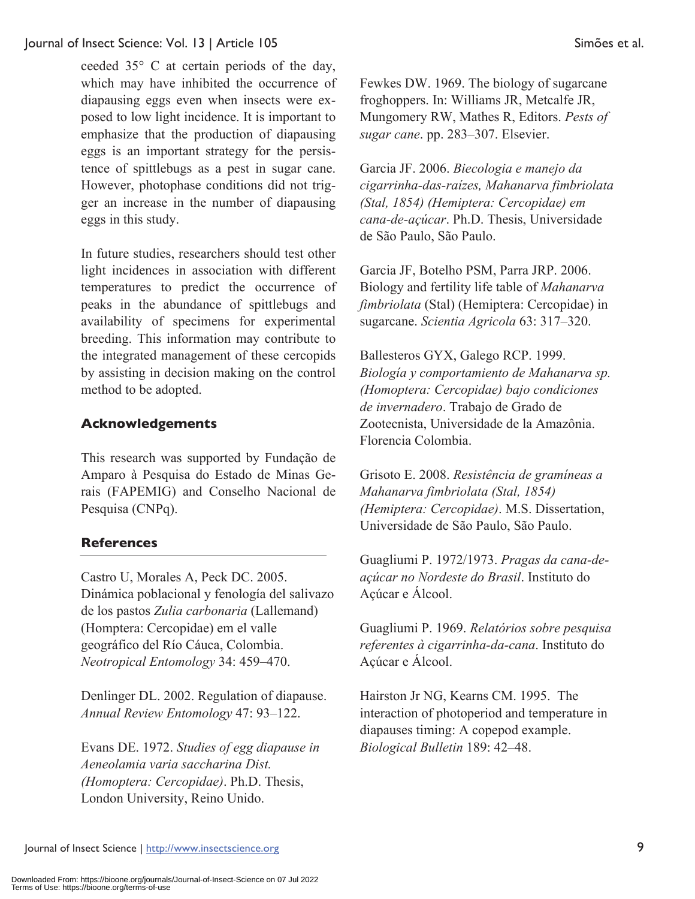ceeded 35° C at certain periods of the day, which may have inhibited the occurrence of diapausing eggs even when insects were exposed to low light incidence. It is important to emphasize that the production of diapausing eggs is an important strategy for the persistence of spittlebugs as a pest in sugar cane. However, photophase conditions did not trigger an increase in the number of diapausing eggs in this study.

In future studies, researchers should test other light incidences in association with different temperatures to predict the occurrence of peaks in the abundance of spittlebugs and availability of specimens for experimental breeding. This information may contribute to the integrated management of these cercopids by assisting in decision making on the control method to be adopted.

## Acknowledgements

This research was supported by Fundação de Amparo à Pesquisa do Estado de Minas Gerais (FAPEMIG) and Conselho Nacional de Pesquisa (CNPq).

## References

Castro U, Morales A, Peck DC. 2005. Dinámica poblacional y fenología del salivazo de los pastos *Zulia carbonaria* (Lallemand) (Homptera: Cercopidae) em el valle geográfico del Río Cáuca, Colombia. *Neotropical Entomology* 34: 459–470.

Denlinger DL. 2002. Regulation of diapause. *Annual Review Entomology* 47: 93–122.

Evans DE. 1972. *Studies of egg diapause in Aeneolamia varia saccharina Dist. (Homoptera: Cercopidae)*. Ph.D. Thesis, London University, Reino Unido.

Fewkes DW. 1969. The biology of sugarcane froghoppers. In: Williams JR, Metcalfe JR, Mungomery RW, Mathes R, Editors. *Pests of sugar cane*. pp. 283–307. Elsevier.

Garcia JF. 2006. *Biecologia e manejo da cigarrinha-das-raízes, Mahanarva fimbriolata (Stal, 1854) (Hemiptera: Cercopidae) em cana-de-açúcar*. Ph.D. Thesis, Universidade de São Paulo, São Paulo.

Garcia JF, Botelho PSM, Parra JRP. 2006. Biology and fertility life table of *Mahanarva fimbriolata* (Stal) (Hemiptera: Cercopidae) in sugarcane. *Scientia Agricola* 63: 317–320.

Ballesteros GYX, Galego RCP. 1999. *Biología y comportamiento de Mahanarva sp. (Homoptera: Cercopidae) bajo condiciones de invernadero*. Trabajo de Grado de Zootecnista, Universidade de la Amazônia. Florencia Colombia.

Grisoto E. 2008. *Resistência de gramíneas a Mahanarva fimbriolata (Stal, 1854) (Hemiptera: Cercopidae)*. M.S. Dissertation, Universidade de São Paulo, São Paulo.

Guagliumi P. 1972/1973. *Pragas da cana-de-açúcar no Nordeste do Brasil*. Instituto do Açúcar e Álcool.

Guagliumi P. 1969. *Relatórios sobre pesquisa referentes à cigarrinha-da-cana*. Instituto do Açúcar e Álcool.

Hairston Jr NG, Kearns CM. 1995. The interaction of photoperiod and temperature in diapauses timing: A copepod example. *Biological Bulletin* 189: 42–48.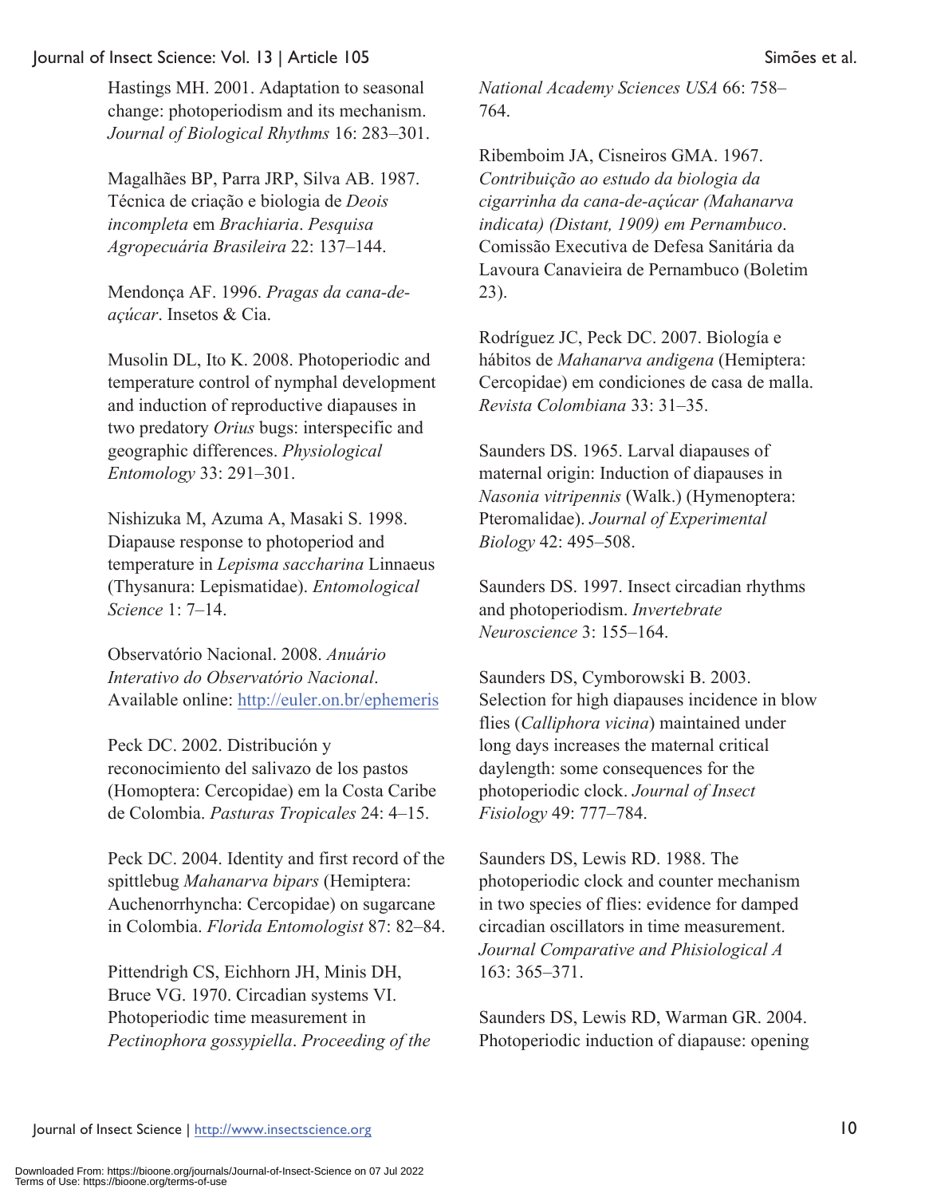Hastings MH. 2001. Adaptation to seasonal change: photoperiodism and its mechanism. *Journal of Biological Rhythms* 16: 283–301.

Magalhães BP, Parra JRP, Silva AB. 1987. Técnica de criação e biologia de *Deois incompleta* em *Brachiaria*. *Pesquisa Agropecuária Brasileira* 22: 137–144.

Mendonça AF. 1996. *Pragas da cana-de-açúcar*. Insetos & Cia.

Musolin DL, Ito K. 2008. Photoperiodic and temperature control of nymphal development and induction of reproductive diapauses in two predatory *Orius* bugs: interspecific and geographic differences. *Physiological Entomology* 33: 291–301.

Nishizuka M, Azuma A, Masaki S. 1998. Diapause response to photoperiod and temperature in *Lepisma saccharina* Linnaeus (Thysanura: Lepismatidae). *Entomological Science* 1: 7–14.

Observatório Nacional. 2008. *Anuário Interativo do Observatório Nacional*. Available online: http://euler.on.br/ephemeris

Peck DC. 2002. Distribución y reconocimiento del salivazo de los pastos (Homoptera: Cercopidae) em la Costa Caribe de Colombia. *Pasturas Tropicales* 24: 4–15.

Peck DC. 2004. Identity and first record of the spittlebug *Mahanarva bipars* (Hemiptera: Auchenorrhyncha: Cercopidae) on sugarcane in Colombia. *Florida Entomologist* 87: 82–84.

Pittendrigh CS, Eichhorn JH, Minis DH, Bruce VG. 1970. Circadian systems VI. Photoperiodic time measurement in *Pectinophora gossypiella*. *Proceeding of the National Academy Sciences USA* 66: 758–764.

Ribemboim JA, Cisneiros GMA. 1967. *Contribuição ao estudo da biologia da cigarrinha da cana-de-açúcar (Mahanarva indicata) (Distant, 1909) em Pernambuco*. Comissão Executiva de Defesa Sanitária da Lavoura Canavieira de Pernambuco (Boletim 23).

Rodríguez JC, Peck DC. 2007. Biología e hábitos de *Mahanarva andigena* (Hemiptera: Cercopidae) em condiciones de casa de malla. *Revista Colombiana* 33: 31–35.

Saunders DS. 1965. Larval diapauses of maternal origin: Induction of diapauses in *Nasonia vitripennis* (Walk.) (Hymenoptera: Pteromalidae). *Journal of Experimental Biology* 42: 495–508.

Saunders DS. 1997. Insect circadian rhythms and photoperiodism. *Invertebrate Neuroscience* 3: 155–164.

Saunders DS, Cymborowski B. 2003. Selection for high diapauses incidence in blow flies (*Calliphora vicina*) maintained under long days increases the maternal critical daylength: some consequences for the photoperiodic clock. *Journal of Insect Fisiology* 49: 777–784.

Saunders DS, Lewis RD. 1988. The photoperiodic clock and counter mechanism in two species of flies: evidence for damped circadian oscillators in time measurement. *Journal Comparative and Phisiological A* 163: 365–371.

Saunders DS, Lewis RD, Warman GR. 2004. Photoperiodic induction of diapause: opening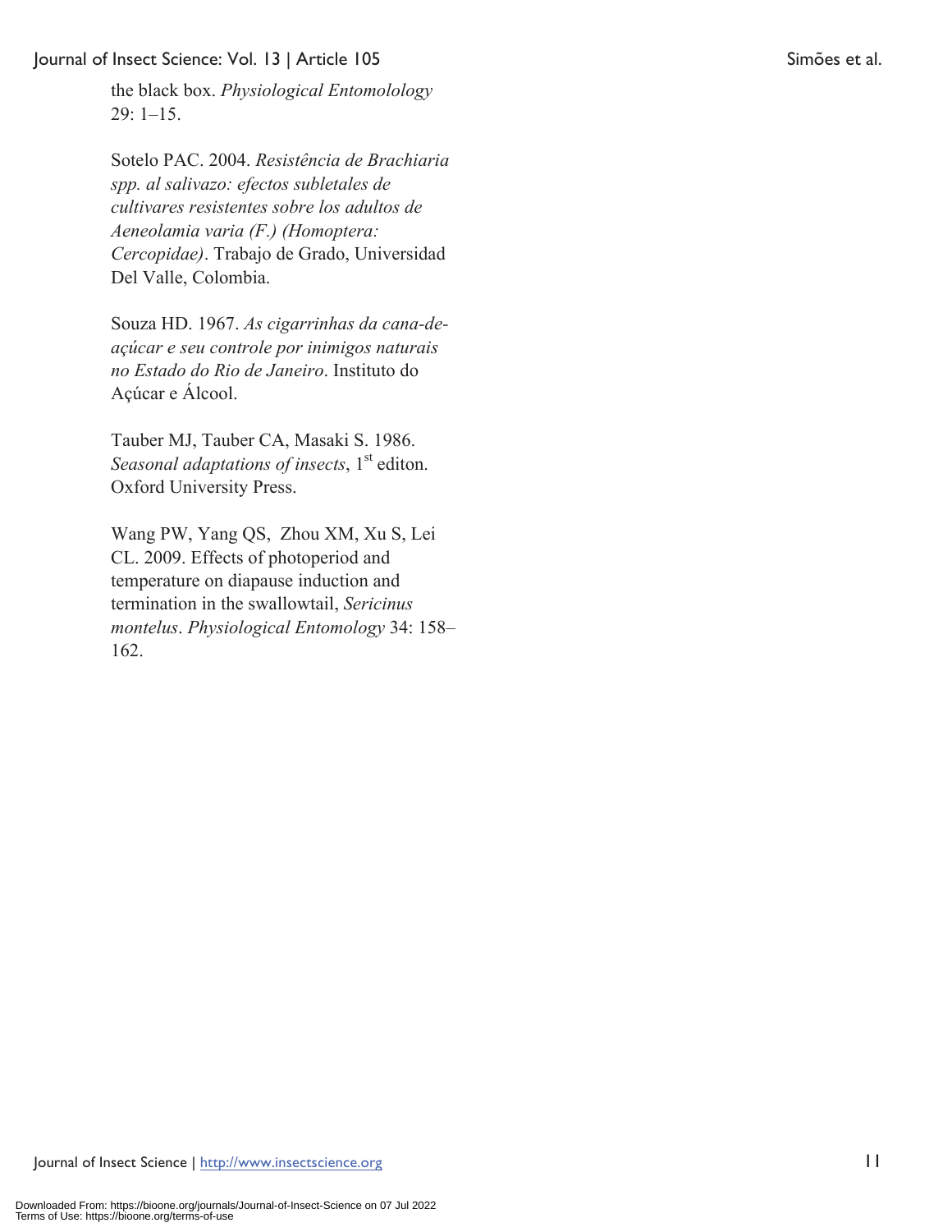the black box. *Physiological Entomolology* 29: 1–15.

Sotelo PAC. 2004. *Resistência de Brachiaria spp. al salivazo: efectos subletales de cultivares resistentes sobre los adultos de Aeneolamia varia (F.) (Homoptera: Cercopidae)*. Trabajo de Grado, Universidad Del Valle, Colombia.

Souza HD. 1967. *As cigarrinhas da cana-de-açúcar e seu controle por inimigos naturais no Estado do Rio de Janeiro*. Instituto do Açúcar e Álcool.

Tauber MJ, Tauber CA, Masaki S. 1986. *Seasonal adaptations of insects*, 1st editon. Oxford University Press.

Wang PW, Yang QS, Zhou XM, Xu S, Lei CL. 2009. Effects of photoperiod and temperature on diapause induction and termination in the swallowtail, *Sericinus montelus*. *Physiological Entomology* 34: 158–162.